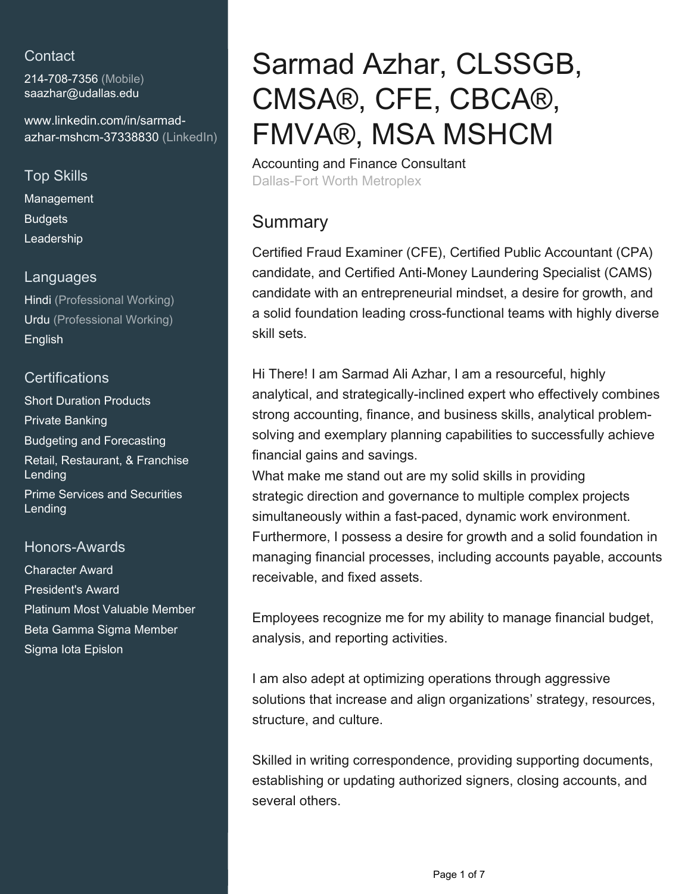## Contact

214-708-7356 (Mobile)
saazhar@udallas.edu

www.linkedin.com/in/sarmad-azhar-mshcm-37338830 (LinkedIn)

## Top Skills

Management
Budgets
Leadership

## Languages

Hindi (Professional Working)
Urdu (Professional Working)
English

## Certifications

Short Duration Products
Private Banking
Budgeting and Forecasting
Retail, Restaurant, & Franchise Lending
Prime Services and Securities Lending

## Honors-Awards

Character Award
President's Award
Platinum Most Valuable Member
Beta Gamma Sigma Member
Sigma Iota Epislon

# Sarmad Azhar, CLSSGB, CMSA®, CFE, CBCA®, FMVA®, MSA MSHCM

Accounting and Finance Consultant
Dallas-Fort Worth Metroplex

## Summary

Certified Fraud Examiner (CFE), Certified Public Accountant (CPA) candidate, and Certified Anti-Money Laundering Specialist (CAMS) candidate with an entrepreneurial mindset, a desire for growth, and a solid foundation leading cross-functional teams with highly diverse skill sets.

Hi There! I am Sarmad Ali Azhar, I am a resourceful, highly analytical, and strategically-inclined expert who effectively combines strong accounting, finance, and business skills, analytical problem-solving and exemplary planning capabilities to successfully achieve financial gains and savings.
What make me stand out are my solid skills in providing strategic direction and governance to multiple complex projects simultaneously within a fast-paced, dynamic work environment. Furthermore, I possess a desire for growth and a solid foundation in managing financial processes, including accounts payable, accounts receivable, and fixed assets.

Employees recognize me for my ability to manage financial budget, analysis, and reporting activities.

I am also adept at optimizing operations through aggressive solutions that increase and align organizations' strategy, resources, structure, and culture.

Skilled in writing correspondence, providing supporting documents, establishing or updating authorized signers, closing accounts, and several others.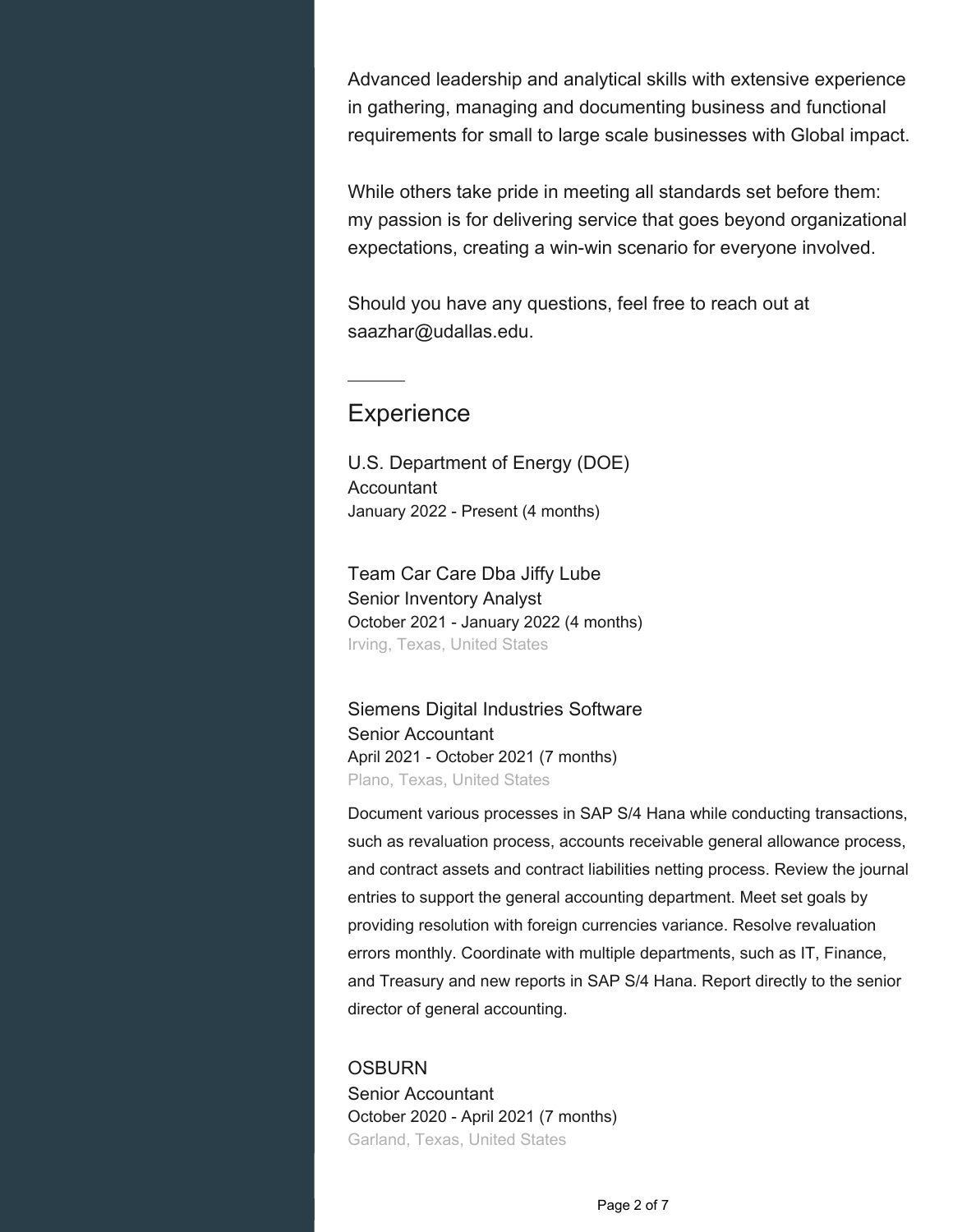Advanced leadership and analytical skills with extensive experience in gathering, managing and documenting business and functional requirements for small to large scale businesses with Global impact.

While others take pride in meeting all standards set before them: my passion is for delivering service that goes beyond organizational expectations, creating a win-win scenario for everyone involved.

Should you have any questions, feel free to reach out at saazhar@udallas.edu.

---

## Experience

### U.S. Department of Energy (DOE)
Accountant
January 2022 - Present (4 months)

### Team Car Care Dba Jiffy Lube
Senior Inventory Analyst
October 2021 - January 2022 (4 months)
Irving, Texas, United States

### Siemens Digital Industries Software
Senior Accountant
April 2021 - October 2021 (7 months)
Plano, Texas, United States

Document various processes in SAP S/4 Hana while conducting transactions, such as revaluation process, accounts receivable general allowance process, and contract assets and contract liabilities netting process. Review the journal entries to support the general accounting department. Meet set goals by providing resolution with foreign currencies variance. Resolve revaluation errors monthly. Coordinate with multiple departments, such as IT, Finance, and Treasury and new reports in SAP S/4 Hana. Report directly to the senior director of general accounting.

### OSBURN
Senior Accountant
October 2020 - April 2021 (7 months)
Garland, Texas, United States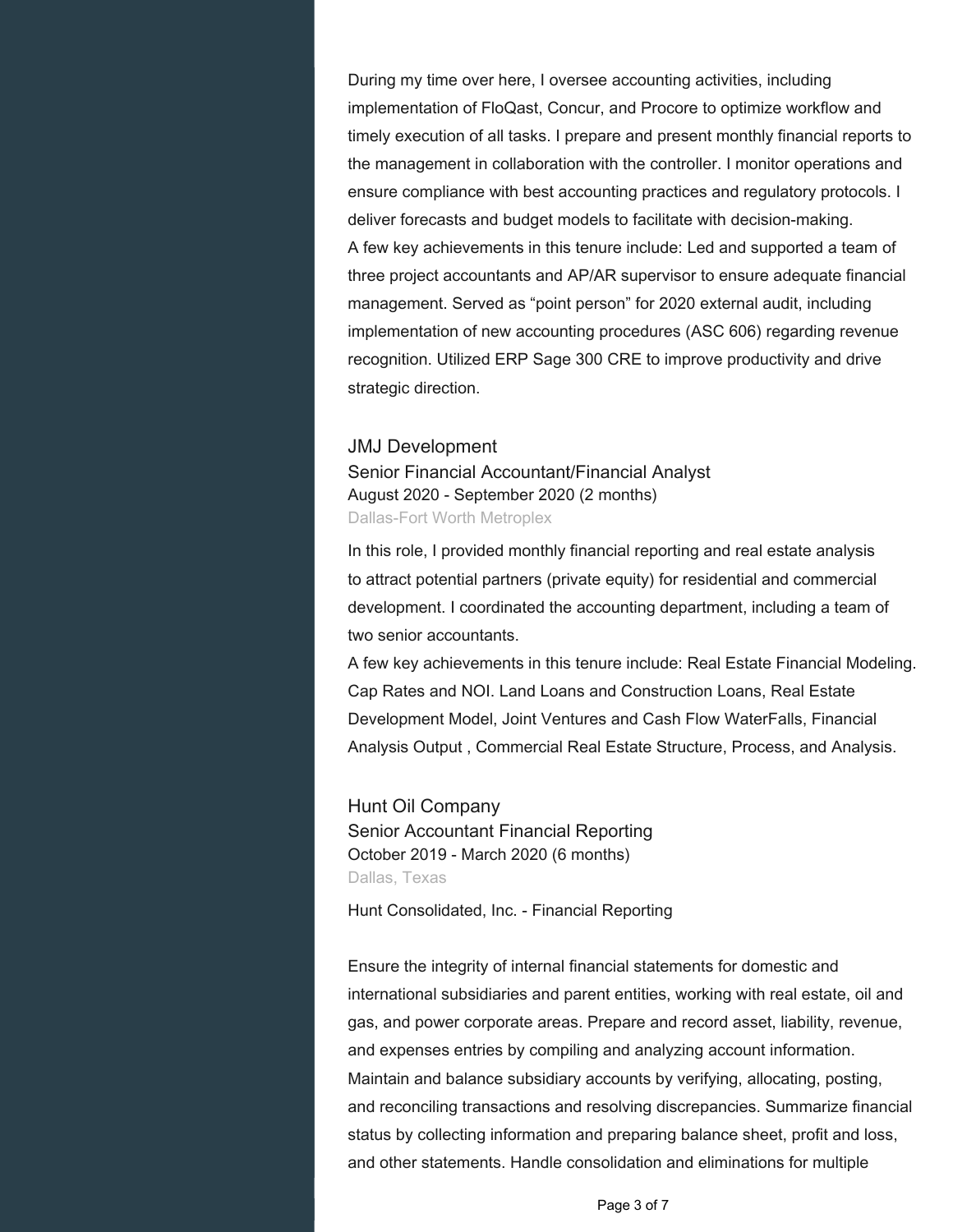During my time over here, I oversee accounting activities, including implementation of FloQast, Concur, and Procore to optimize workflow and timely execution of all tasks. I prepare and present monthly financial reports to the management in collaboration with the controller. I monitor operations and ensure compliance with best accounting practices and regulatory protocols. I deliver forecasts and budget models to facilitate with decision-making.
A few key achievements in this tenure include: Led and supported a team of three project accountants and AP/AR supervisor to ensure adequate financial management. Served as "point person" for 2020 external audit, including implementation of new accounting procedures (ASC 606) regarding revenue recognition. Utilized ERP Sage 300 CRE to improve productivity and drive strategic direction.

### JMJ Development

Senior Financial Accountant/Financial Analyst
August 2020 - September 2020 (2 months)
Dallas-Fort Worth Metroplex

In this role, I provided monthly financial reporting and real estate analysis to attract potential partners (private equity) for residential and commercial development. I coordinated the accounting department, including a team of two senior accountants.
A few key achievements in this tenure include: Real Estate Financial Modeling. Cap Rates and NOI. Land Loans and Construction Loans, Real Estate Development Model, Joint Ventures and Cash Flow WaterFalls, Financial Analysis Output , Commercial Real Estate Structure, Process, and Analysis.

### Hunt Oil Company

Senior Accountant Financial Reporting
October 2019 - March 2020 (6 months)
Dallas, Texas

Hunt Consolidated, Inc. - Financial Reporting

Ensure the integrity of internal financial statements for domestic and international subsidiaries and parent entities, working with real estate, oil and gas, and power corporate areas. Prepare and record asset, liability, revenue, and expenses entries by compiling and analyzing account information. Maintain and balance subsidiary accounts by verifying, allocating, posting, and reconciling transactions and resolving discrepancies. Summarize financial status by collecting information and preparing balance sheet, profit and loss, and other statements. Handle consolidation and eliminations for multiple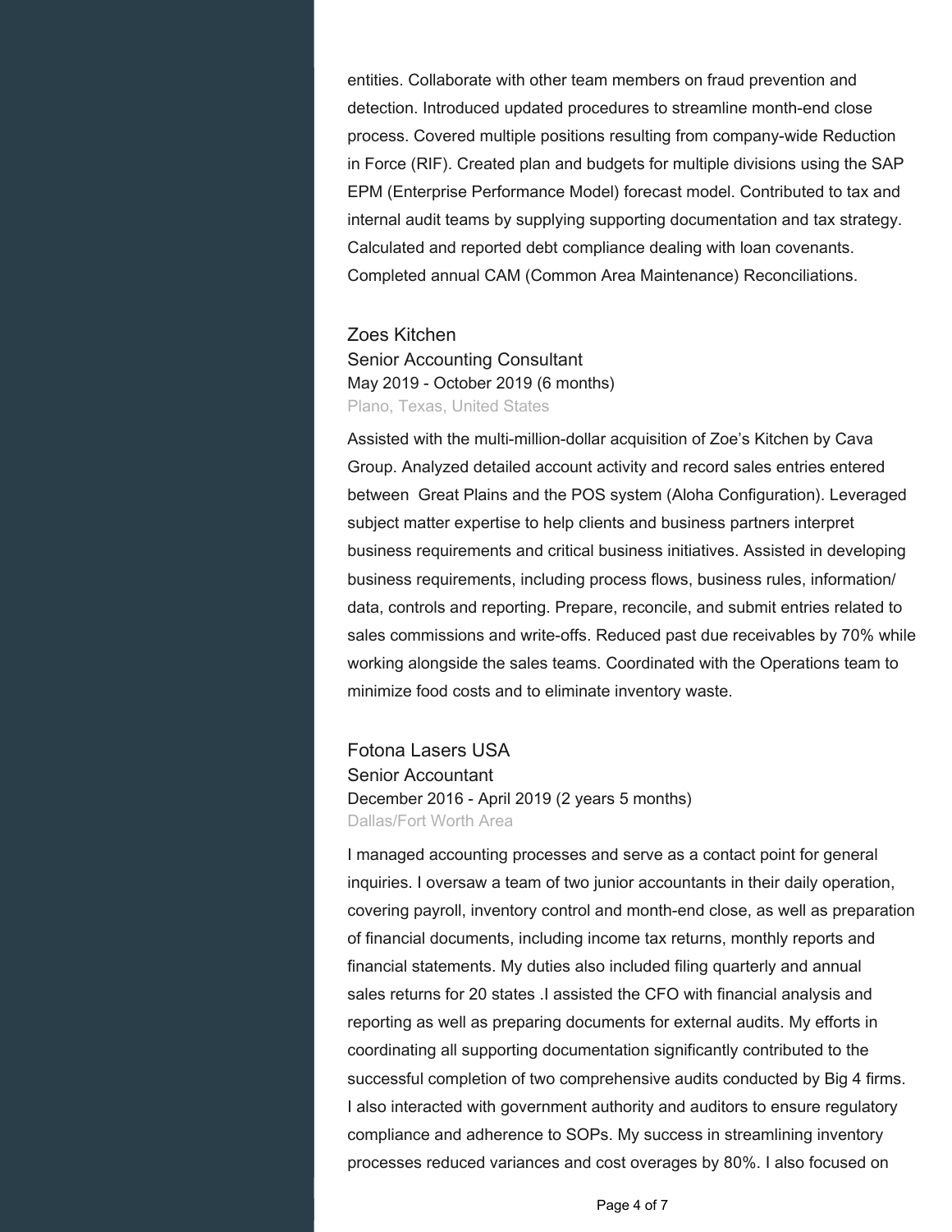entities. Collaborate with other team members on fraud prevention and detection. Introduced updated procedures to streamline month-end close process. Covered multiple positions resulting from company-wide Reduction in Force (RIF). Created plan and budgets for multiple divisions using the SAP EPM (Enterprise Performance Model) forecast model. Contributed to tax and internal audit teams by supplying supporting documentation and tax strategy. Calculated and reported debt compliance dealing with loan covenants. Completed annual CAM (Common Area Maintenance) Reconciliations.

### Zoes Kitchen

Senior Accounting Consultant
May 2019 - October 2019 (6 months)
Plano, Texas, United States

Assisted with the multi-million-dollar acquisition of Zoe's Kitchen by Cava Group. Analyzed detailed account activity and record sales entries entered between Great Plains and the POS system (Aloha Configuration). Leveraged subject matter expertise to help clients and business partners interpret business requirements and critical business initiatives. Assisted in developing business requirements, including process flows, business rules, information/data, controls and reporting. Prepare, reconcile, and submit entries related to sales commissions and write-offs. Reduced past due receivables by 70% while working alongside the sales teams. Coordinated with the Operations team to minimize food costs and to eliminate inventory waste.

### Fotona Lasers USA

Senior Accountant
December 2016 - April 2019 (2 years 5 months)
Dallas/Fort Worth Area

I managed accounting processes and serve as a contact point for general inquiries. I oversaw a team of two junior accountants in their daily operation, covering payroll, inventory control and month-end close, as well as preparation of financial documents, including income tax returns, monthly reports and financial statements. My duties also included filing quarterly and annual sales returns for 20 states .I assisted the CFO with financial analysis and reporting as well as preparing documents for external audits. My efforts in coordinating all supporting documentation significantly contributed to the successful completion of two comprehensive audits conducted by Big 4 firms. I also interacted with government authority and auditors to ensure regulatory compliance and adherence to SOPs. My success in streamlining inventory processes reduced variances and cost overages by 80%. I also focused on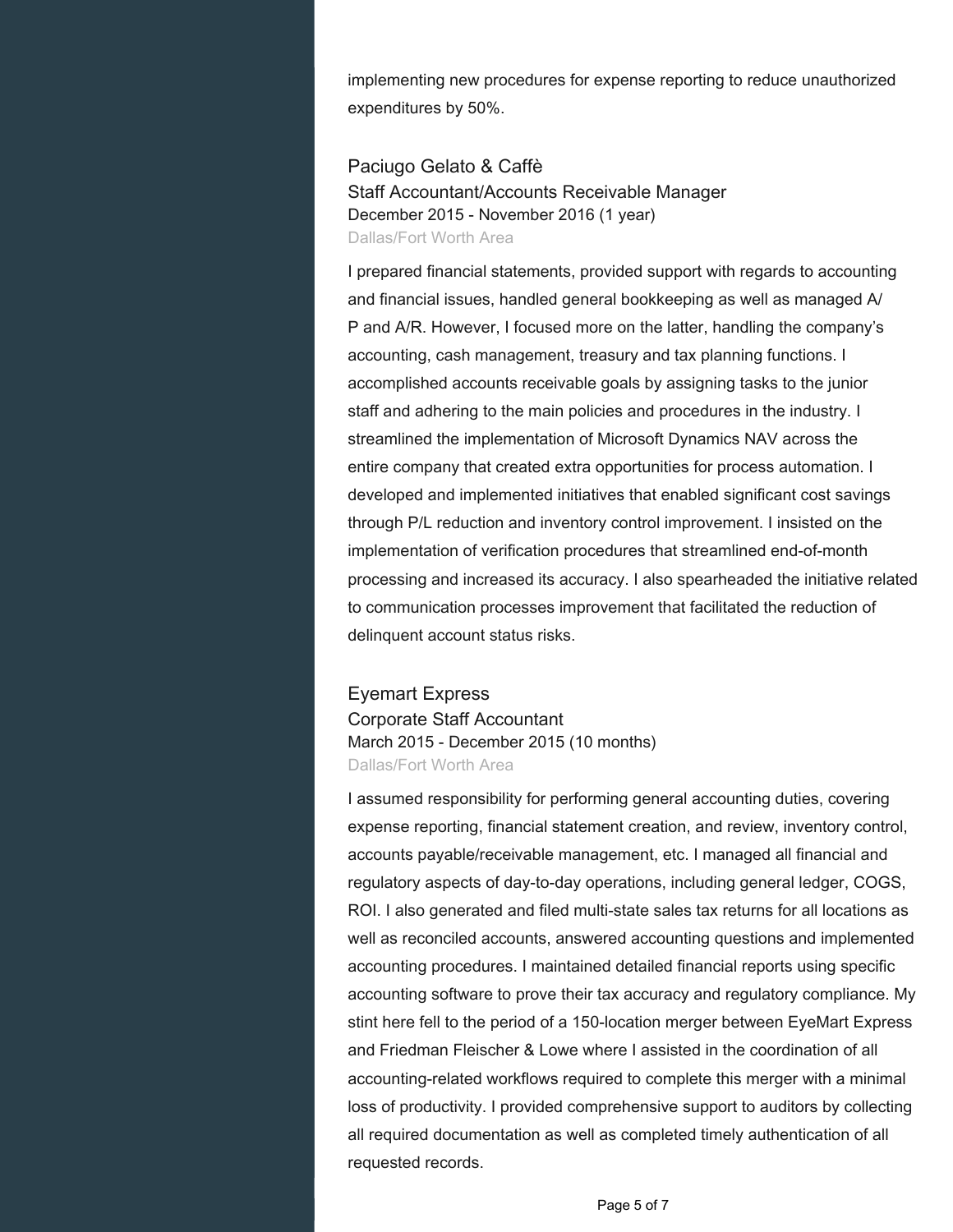implementing new procedures for expense reporting to reduce unauthorized expenditures by 50%.

### Paciugo Gelato & Caffè

Staff Accountant/Accounts Receivable Manager
December 2015 - November 2016 (1 year)
Dallas/Fort Worth Area

I prepared financial statements, provided support with regards to accounting and financial issues, handled general bookkeeping as well as managed A/P and A/R. However, I focused more on the latter, handling the company's accounting, cash management, treasury and tax planning functions. I accomplished accounts receivable goals by assigning tasks to the junior staff and adhering to the main policies and procedures in the industry. I streamlined the implementation of Microsoft Dynamics NAV across the entire company that created extra opportunities for process automation. I developed and implemented initiatives that enabled significant cost savings through P/L reduction and inventory control improvement. I insisted on the implementation of verification procedures that streamlined end-of-month processing and increased its accuracy. I also spearheaded the initiative related to communication processes improvement that facilitated the reduction of delinquent account status risks.

### Eyemart Express

Corporate Staff Accountant
March 2015 - December 2015 (10 months)
Dallas/Fort Worth Area

I assumed responsibility for performing general accounting duties, covering expense reporting, financial statement creation, and review, inventory control, accounts payable/receivable management, etc. I managed all financial and regulatory aspects of day-to-day operations, including general ledger, COGS, ROI. I also generated and filed multi-state sales tax returns for all locations as well as reconciled accounts, answered accounting questions and implemented accounting procedures. I maintained detailed financial reports using specific accounting software to prove their tax accuracy and regulatory compliance. My stint here fell to the period of a 150-location merger between EyeMart Express and Friedman Fleischer & Lowe where I assisted in the coordination of all accounting-related workflows required to complete this merger with a minimal loss of productivity. I provided comprehensive support to auditors by collecting all required documentation as well as completed timely authentication of all requested records.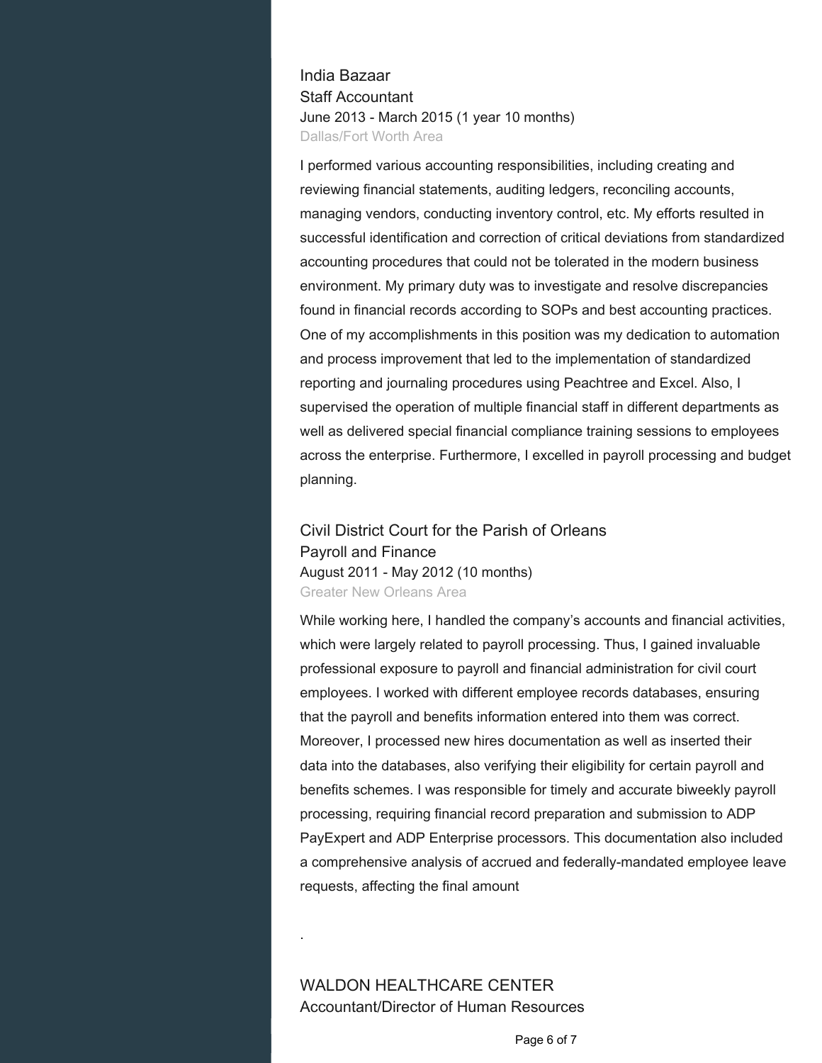### India Bazaar
Staff Accountant
June 2013 - March 2015 (1 year 10 months)
Dallas/Fort Worth Area

I performed various accounting responsibilities, including creating and reviewing financial statements, auditing ledgers, reconciling accounts, managing vendors, conducting inventory control, etc. My efforts resulted in successful identification and correction of critical deviations from standardized accounting procedures that could not be tolerated in the modern business environment. My primary duty was to investigate and resolve discrepancies found in financial records according to SOPs and best accounting practices. One of my accomplishments in this position was my dedication to automation and process improvement that led to the implementation of standardized reporting and journaling procedures using Peachtree and Excel. Also, I supervised the operation of multiple financial staff in different departments as well as delivered special financial compliance training sessions to employees across the enterprise. Furthermore, I excelled in payroll processing and budget planning.

### Civil District Court for the Parish of Orleans
Payroll and Finance
August 2011 - May 2012 (10 months)
Greater New Orleans Area

While working here, I handled the company's accounts and financial activities, which were largely related to payroll processing. Thus, I gained invaluable professional exposure to payroll and financial administration for civil court employees. I worked with different employee records databases, ensuring that the payroll and benefits information entered into them was correct. Moreover, I processed new hires documentation as well as inserted their data into the databases, also verifying their eligibility for certain payroll and benefits schemes. I was responsible for timely and accurate biweekly payroll processing, requiring financial record preparation and submission to ADP PayExpert and ADP Enterprise processors. This documentation also included a comprehensive analysis of accrued and federally-mandated employee leave requests, affecting the final amount

.

### WALDON HEALTHCARE CENTER
Accountant/Director of Human Resources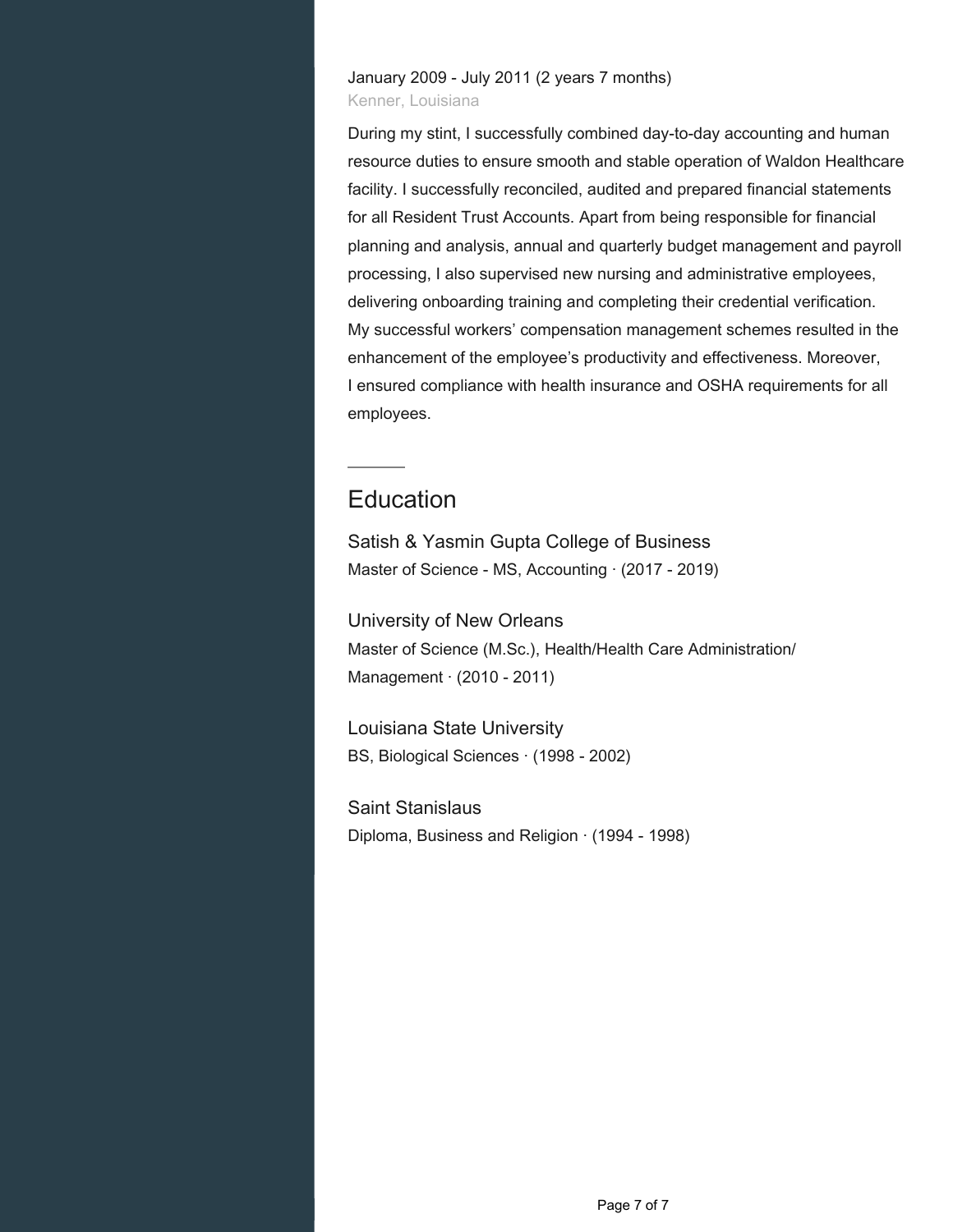January 2009 - July 2011 (2 years 7 months)

Kenner, Louisiana

During my stint, I successfully combined day-to-day accounting and human resource duties to ensure smooth and stable operation of Waldon Healthcare facility. I successfully reconciled, audited and prepared financial statements for all Resident Trust Accounts. Apart from being responsible for financial planning and analysis, annual and quarterly budget management and payroll processing, I also supervised new nursing and administrative employees, delivering onboarding training and completing their credential verification. My successful workers' compensation management schemes resulted in the enhancement of the employee's productivity and effectiveness. Moreover, I ensured compliance with health insurance and OSHA requirements for all employees.

## Education

Satish & Yasmin Gupta College of Business

Master of Science - MS, Accounting · (2017 - 2019)

University of New Orleans

Master of Science (M.Sc.), Health/Health Care Administration/Management · (2010 - 2011)

Louisiana State University

BS, Biological Sciences · (1998 - 2002)

Saint Stanislaus

Diploma, Business and Religion · (1994 - 1998)